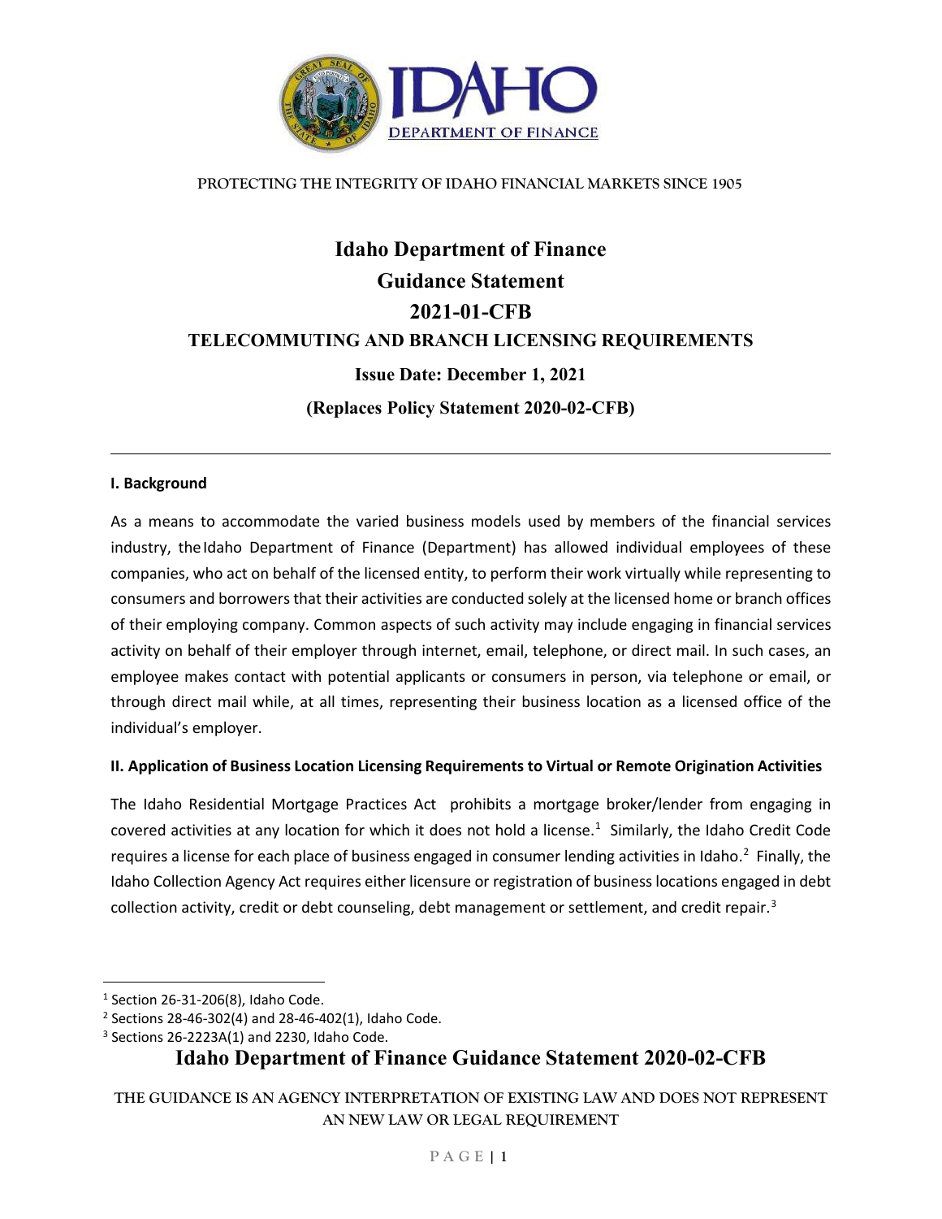PROTECTING THE INTEGRITY OF IDAHO FINANCIAL MARKETS SINCE 1905

# Idaho Department of Finance
# Guidance Statement
# 2021-01-CFB
## TELECOMMUTING AND BRANCH LICENSING REQUIREMENTS

**Issue Date: December 1, 2021**

**(Replaces Policy Statement 2020-02-CFB)**

---

### I. Background

As a means to accommodate the varied business models used by members of the financial services industry, the Idaho Department of Finance (Department) has allowed individual employees of these companies, who act on behalf of the licensed entity, to perform their work virtually while representing to consumers and borrowers that their activities are conducted solely at the licensed home or branch offices of their employing company. Common aspects of such activity may include engaging in financial services activity on behalf of their employer through internet, email, telephone, or direct mail. In such cases, an employee makes contact with potential applicants or consumers in person, via telephone or email, or through direct mail while, at all times, representing their business location as a licensed office of the individual's employer.

### II. Application of Business Location Licensing Requirements to Virtual or Remote Origination Activities

The Idaho Residential Mortgage Practices Act prohibits a mortgage broker/lender from engaging in covered activities at any location for which it does not hold a license.[1] Similarly, the Idaho Credit Code requires a license for each place of business engaged in consumer lending activities in Idaho.[2] Finally, the Idaho Collection Agency Act requires either licensure or registration of business locations engaged in debt collection activity, credit or debt counseling, debt management or settlement, and credit repair.[3]

---

[1] Section 26-31-206(8), Idaho Code.

[2] Sections 28-46-302(4) and 28-46-402(1), Idaho Code.

[3] Sections 26-2223A(1) and 2230, Idaho Code.

**Idaho Department of Finance Guidance Statement 2020-02-CFB**

THE GUIDANCE IS AN AGENCY INTERPRETATION OF EXISTING LAW AND DOES NOT REPRESENT AN NEW LAW OR LEGAL REQUIREMENT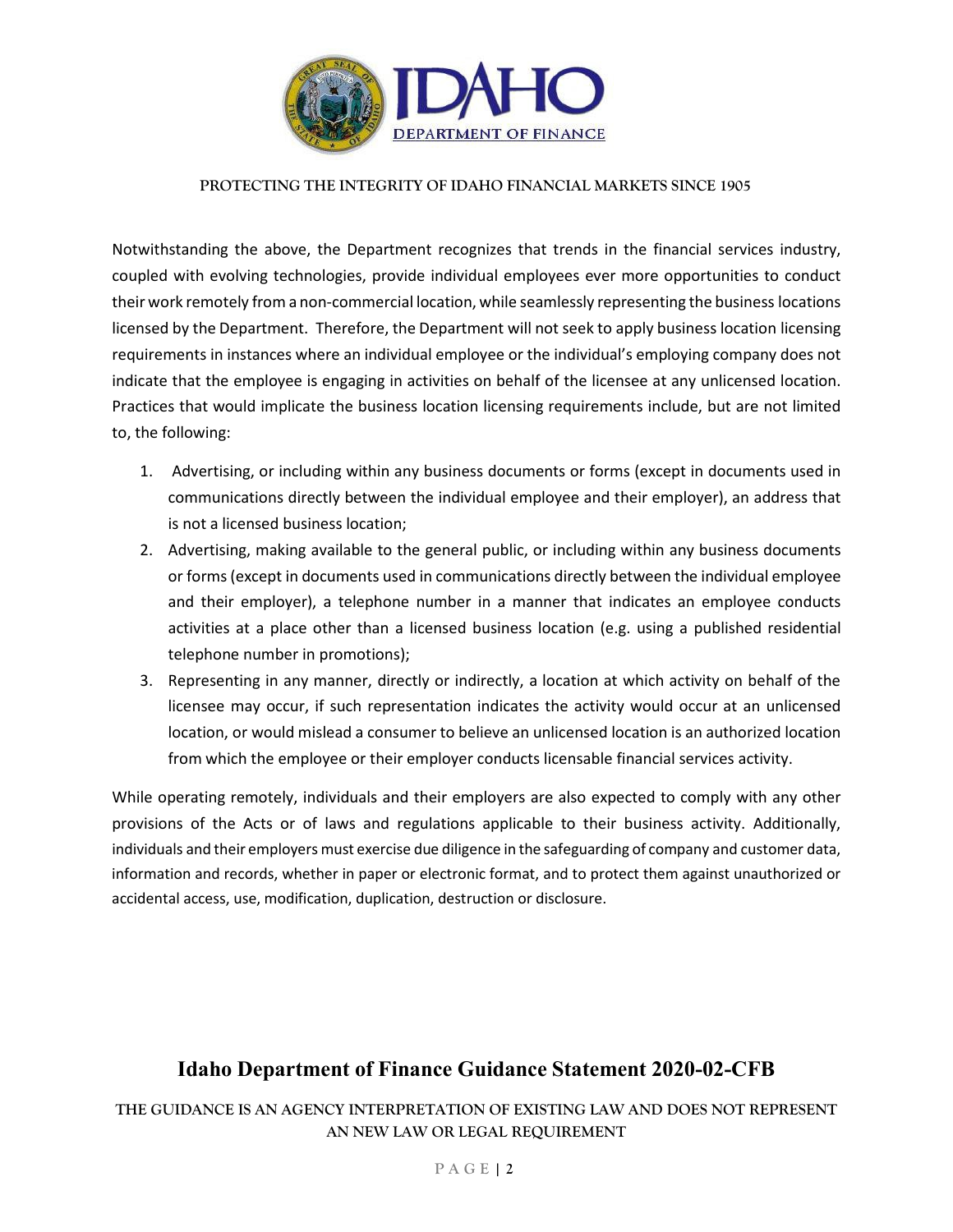Notwithstanding the above, the Department recognizes that trends in the financial services industry, coupled with evolving technologies, provide individual employees ever more opportunities to conduct their work remotely from a non-commercial location, while seamlessly representing the business locations licensed by the Department. Therefore, the Department will not seek to apply business location licensing requirements in instances where an individual employee or the individual's employing company does not indicate that the employee is engaging in activities on behalf of the licensee at any unlicensed location. Practices that would implicate the business location licensing requirements include, but are not limited to, the following:

1. Advertising, or including within any business documents or forms (except in documents used in communications directly between the individual employee and their employer), an address that is not a licensed business location;
2. Advertising, making available to the general public, or including within any business documents or forms (except in documents used in communications directly between the individual employee and their employer), a telephone number in a manner that indicates an employee conducts activities at a place other than a licensed business location (e.g. using a published residential telephone number in promotions);
3. Representing in any manner, directly or indirectly, a location at which activity on behalf of the licensee may occur, if such representation indicates the activity would occur at an unlicensed location, or would mislead a consumer to believe an unlicensed location is an authorized location from which the employee or their employer conducts licensable financial services activity.

While operating remotely, individuals and their employers are also expected to comply with any other provisions of the Acts or of laws and regulations applicable to their business activity. Additionally, individuals and their employers must exercise due diligence in the safeguarding of company and customer data, information and records, whether in paper or electronic format, and to protect them against unauthorized or accidental access, use, modification, duplication, destruction or disclosure.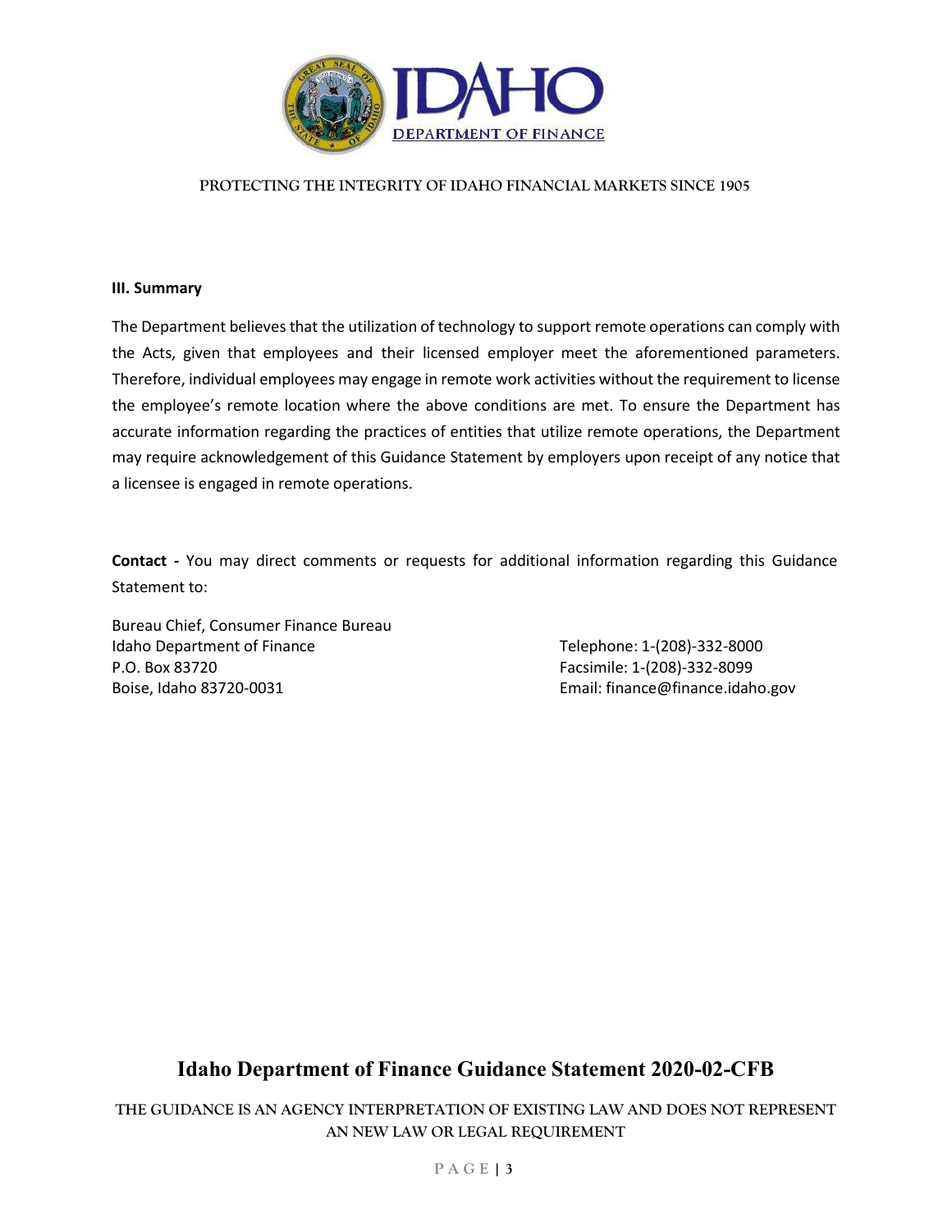### III. Summary

The Department believes that the utilization of technology to support remote operations can comply with the Acts, given that employees and their licensed employer meet the aforementioned parameters. Therefore, individual employees may engage in remote work activities without the requirement to license the employee's remote location where the above conditions are met. To ensure the Department has accurate information regarding the practices of entities that utilize remote operations, the Department may require acknowledgement of this Guidance Statement by employers upon receipt of any notice that a licensee is engaged in remote operations.

**Contact -** You may direct comments or requests for additional information regarding this Guidance Statement to:

Bureau Chief, Consumer Finance Bureau
Idaho Department of Finance
P.O. Box 83720
Boise, Idaho 83720-0031

Telephone: 1-(208)-332-8000
Facsimile: 1-(208)-332-8099
Email: finance@finance.idaho.gov